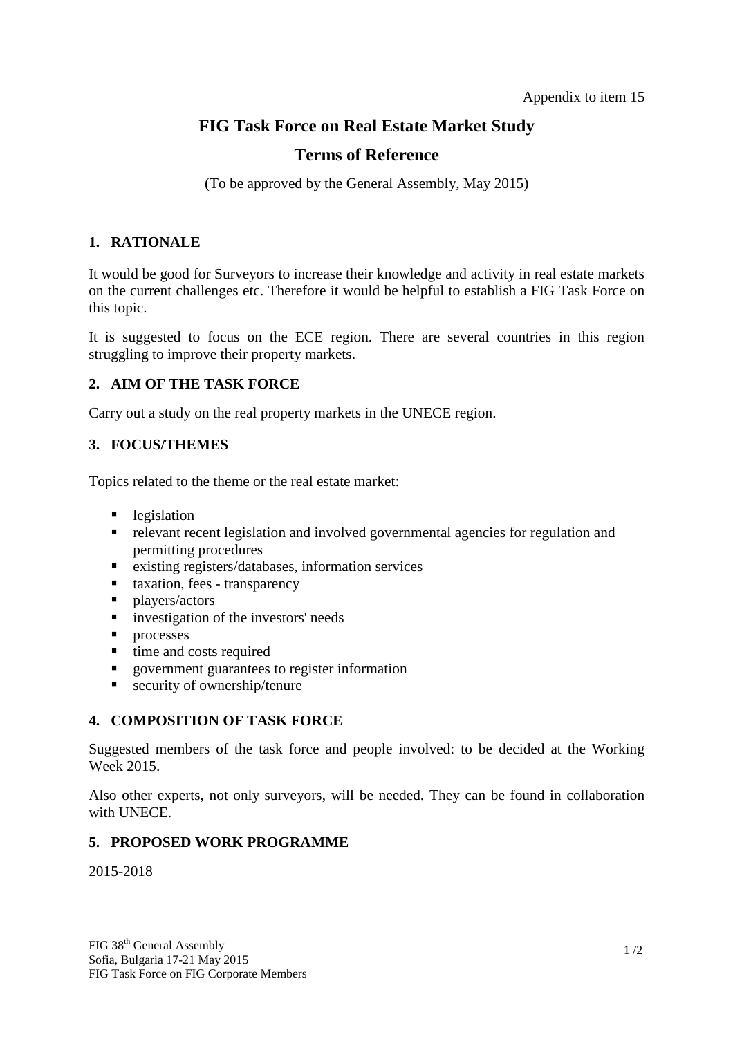Appendix to item 15

# FIG Task Force on Real Estate Market Study

## Terms of Reference

(To be approved by the General Assembly, May 2015)

### 1. RATIONALE

It would be good for Surveyors to increase their knowledge and activity in real estate markets on the current challenges etc. Therefore it would be helpful to establish a FIG Task Force on this topic.

It is suggested to focus on the ECE region. There are several countries in this region struggling to improve their property markets.

### 2. AIM OF THE TASK FORCE

Carry out a study on the real property markets in the UNECE region.

### 3. FOCUS/THEMES

Topics related to the theme or the real estate market:

- legislation
- relevant recent legislation and involved governmental agencies for regulation and permitting procedures
- existing registers/databases, information services
- taxation, fees - transparency
- players/actors
- investigation of the investors' needs
- processes
- time and costs required
- government guarantees to register information
- security of ownership/tenure

### 4. COMPOSITION OF TASK FORCE

Suggested members of the task force and people involved: to be decided at the Working Week 2015.

Also other experts, not only surveyors, will be needed. They can be found in collaboration with UNECE.

### 5. PROPOSED WORK PROGRAMME

2015-2018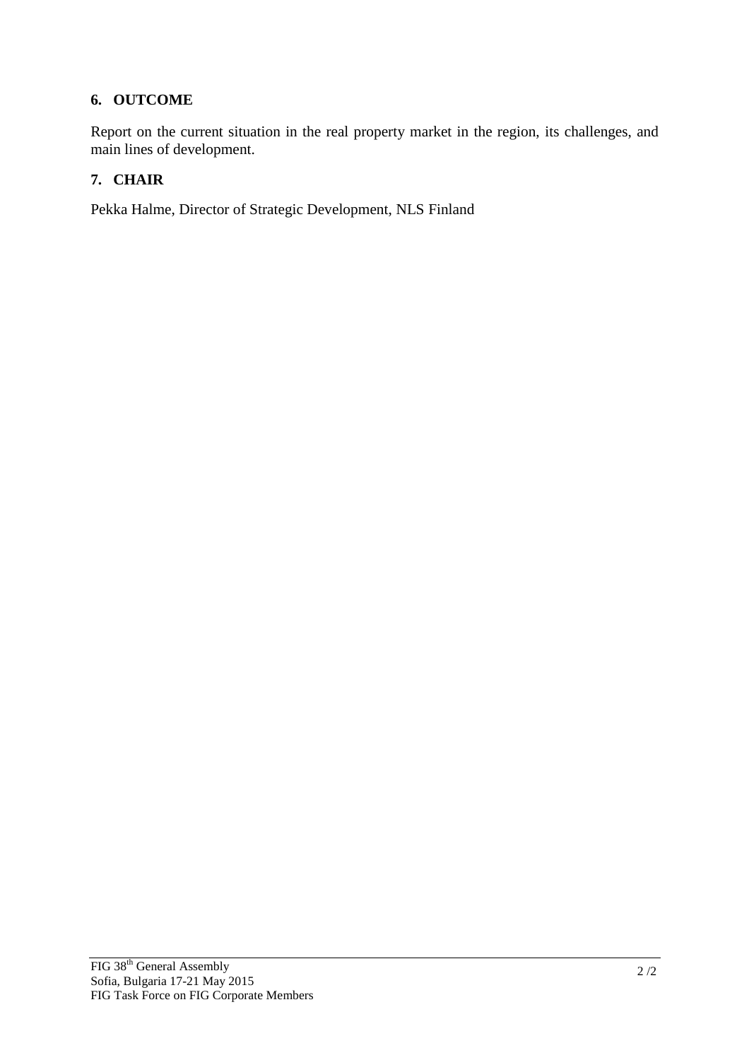## 6. OUTCOME

Report on the current situation in the real property market in the region, its challenges, and main lines of development.

## 7. CHAIR

Pekka Halme, Director of Strategic Development, NLS Finland